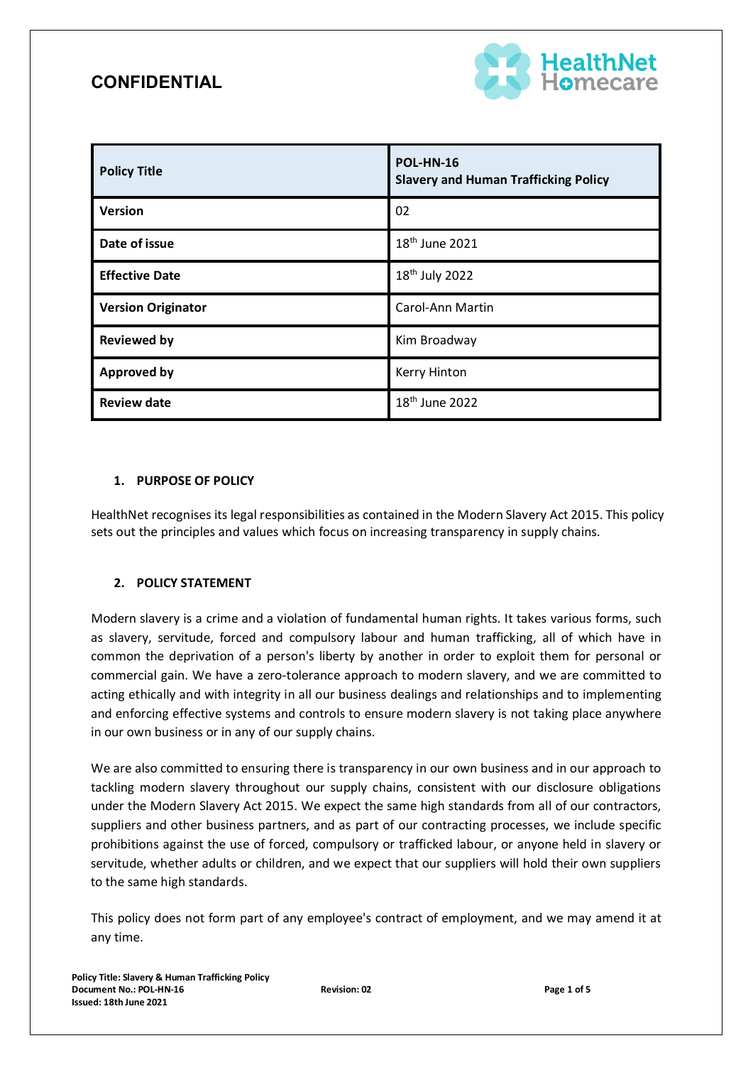**CONFIDENTIAL**

| **Policy Title** | **POL-HN-16 Slavery and Human Trafficking Policy** |
|---|---|
| **Version** | 02 |
| **Date of issue** | 18th June 2021 |
| **Effective Date** | 18th July 2022 |
| **Version Originator** | Carol-Ann Martin |
| **Reviewed by** | Kim Broadway |
| **Approved by** | Kerry Hinton |
| **Review date** | 18th June 2022 |

## 1. PURPOSE OF POLICY

HealthNet recognises its legal responsibilities as contained in the Modern Slavery Act 2015. This policy sets out the principles and values which focus on increasing transparency in supply chains.

## 2. POLICY STATEMENT

Modern slavery is a crime and a violation of fundamental human rights. It takes various forms, such as slavery, servitude, forced and compulsory labour and human trafficking, all of which have in common the deprivation of a person's liberty by another in order to exploit them for personal or commercial gain. We have a zero-tolerance approach to modern slavery, and we are committed to acting ethically and with integrity in all our business dealings and relationships and to implementing and enforcing effective systems and controls to ensure modern slavery is not taking place anywhere in our own business or in any of our supply chains.

We are also committed to ensuring there is transparency in our own business and in our approach to tackling modern slavery throughout our supply chains, consistent with our disclosure obligations under the Modern Slavery Act 2015. We expect the same high standards from all of our contractors, suppliers and other business partners, and as part of our contracting processes, we include specific prohibitions against the use of forced, compulsory or trafficked labour, or anyone held in slavery or servitude, whether adults or children, and we expect that our suppliers will hold their own suppliers to the same high standards.

This policy does not form part of any employee's contract of employment, and we may amend it at any time.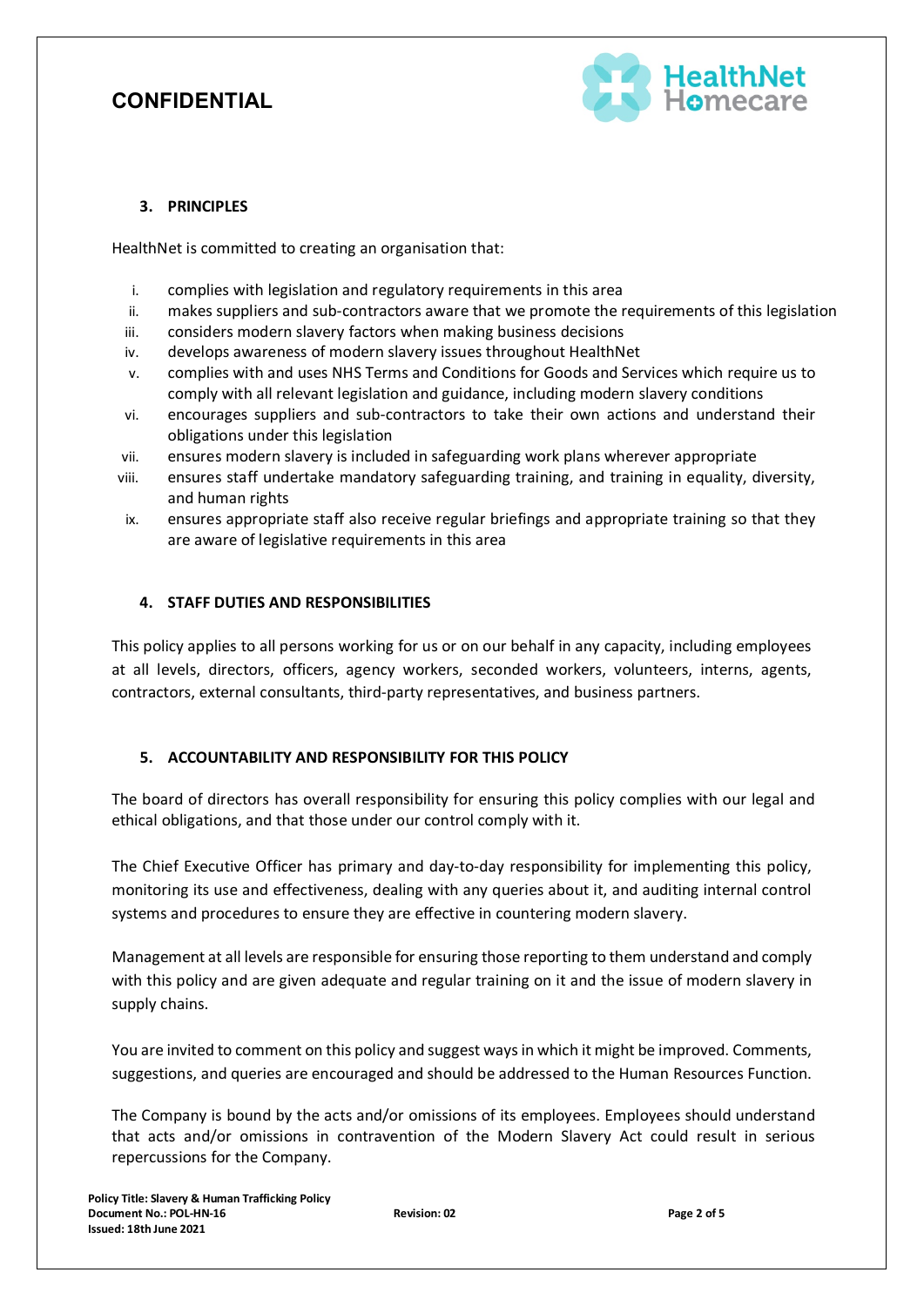## 3. PRINCIPLES

HealthNet is committed to creating an organisation that:

i. complies with legislation and regulatory requirements in this area
ii. makes suppliers and sub-contractors aware that we promote the requirements of this legislation
iii. considers modern slavery factors when making business decisions
iv. develops awareness of modern slavery issues throughout HealthNet
v. complies with and uses NHS Terms and Conditions for Goods and Services which require us to comply with all relevant legislation and guidance, including modern slavery conditions
vi. encourages suppliers and sub-contractors to take their own actions and understand their obligations under this legislation
vii. ensures modern slavery is included in safeguarding work plans wherever appropriate
viii. ensures staff undertake mandatory safeguarding training, and training in equality, diversity, and human rights
ix. ensures appropriate staff also receive regular briefings and appropriate training so that they are aware of legislative requirements in this area

## 4. STAFF DUTIES AND RESPONSIBILITIES

This policy applies to all persons working for us or on our behalf in any capacity, including employees at all levels, directors, officers, agency workers, seconded workers, volunteers, interns, agents, contractors, external consultants, third-party representatives, and business partners.

## 5. ACCOUNTABILITY AND RESPONSIBILITY FOR THIS POLICY

The board of directors has overall responsibility for ensuring this policy complies with our legal and ethical obligations, and that those under our control comply with it.

The Chief Executive Officer has primary and day-to-day responsibility for implementing this policy, monitoring its use and effectiveness, dealing with any queries about it, and auditing internal control systems and procedures to ensure they are effective in countering modern slavery.

Management at all levels are responsible for ensuring those reporting to them understand and comply with this policy and are given adequate and regular training on it and the issue of modern slavery in supply chains.

You are invited to comment on this policy and suggest ways in which it might be improved. Comments, suggestions, and queries are encouraged and should be addressed to the Human Resources Function.

The Company is bound by the acts and/or omissions of its employees. Employees should understand that acts and/or omissions in contravention of the Modern Slavery Act could result in serious repercussions for the Company.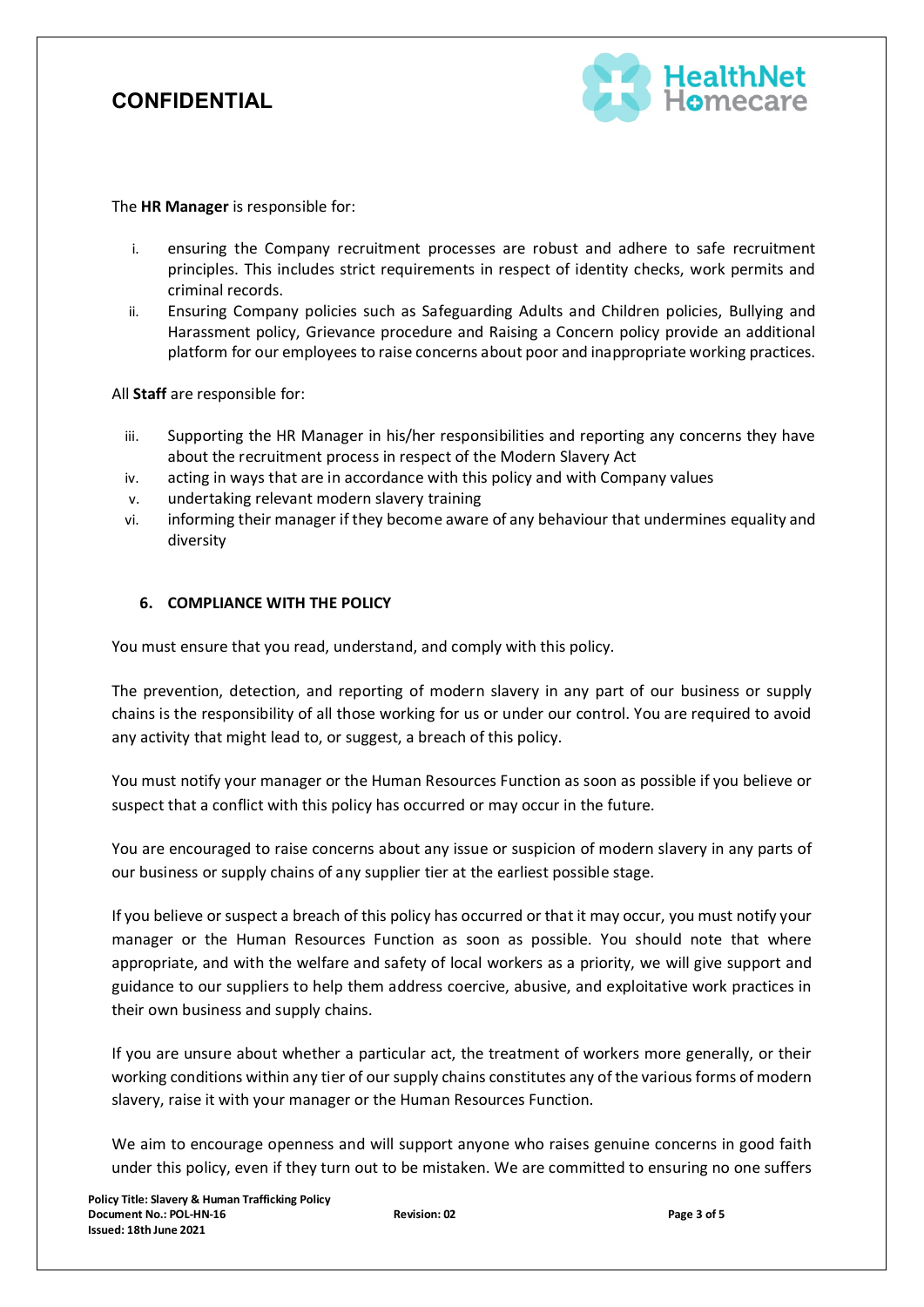The **HR Manager** is responsible for:

i. ensuring the Company recruitment processes are robust and adhere to safe recruitment principles. This includes strict requirements in respect of identity checks, work permits and criminal records.
ii. Ensuring Company policies such as Safeguarding Adults and Children policies, Bullying and Harassment policy, Grievance procedure and Raising a Concern policy provide an additional platform for our employees to raise concerns about poor and inappropriate working practices.

All **Staff** are responsible for:

iii. Supporting the HR Manager in his/her responsibilities and reporting any concerns they have about the recruitment process in respect of the Modern Slavery Act
iv. acting in ways that are in accordance with this policy and with Company values
v. undertaking relevant modern slavery training
vi. informing their manager if they become aware of any behaviour that undermines equality and diversity

## 6. COMPLIANCE WITH THE POLICY

You must ensure that you read, understand, and comply with this policy.

The prevention, detection, and reporting of modern slavery in any part of our business or supply chains is the responsibility of all those working for us or under our control. You are required to avoid any activity that might lead to, or suggest, a breach of this policy.

You must notify your manager or the Human Resources Function as soon as possible if you believe or suspect that a conflict with this policy has occurred or may occur in the future.

You are encouraged to raise concerns about any issue or suspicion of modern slavery in any parts of our business or supply chains of any supplier tier at the earliest possible stage.

If you believe or suspect a breach of this policy has occurred or that it may occur, you must notify your manager or the Human Resources Function as soon as possible. You should note that where appropriate, and with the welfare and safety of local workers as a priority, we will give support and guidance to our suppliers to help them address coercive, abusive, and exploitative work practices in their own business and supply chains.

If you are unsure about whether a particular act, the treatment of workers more generally, or their working conditions within any tier of our supply chains constitutes any of the various forms of modern slavery, raise it with your manager or the Human Resources Function.

We aim to encourage openness and will support anyone who raises genuine concerns in good faith under this policy, even if they turn out to be mistaken. We are committed to ensuring no one suffers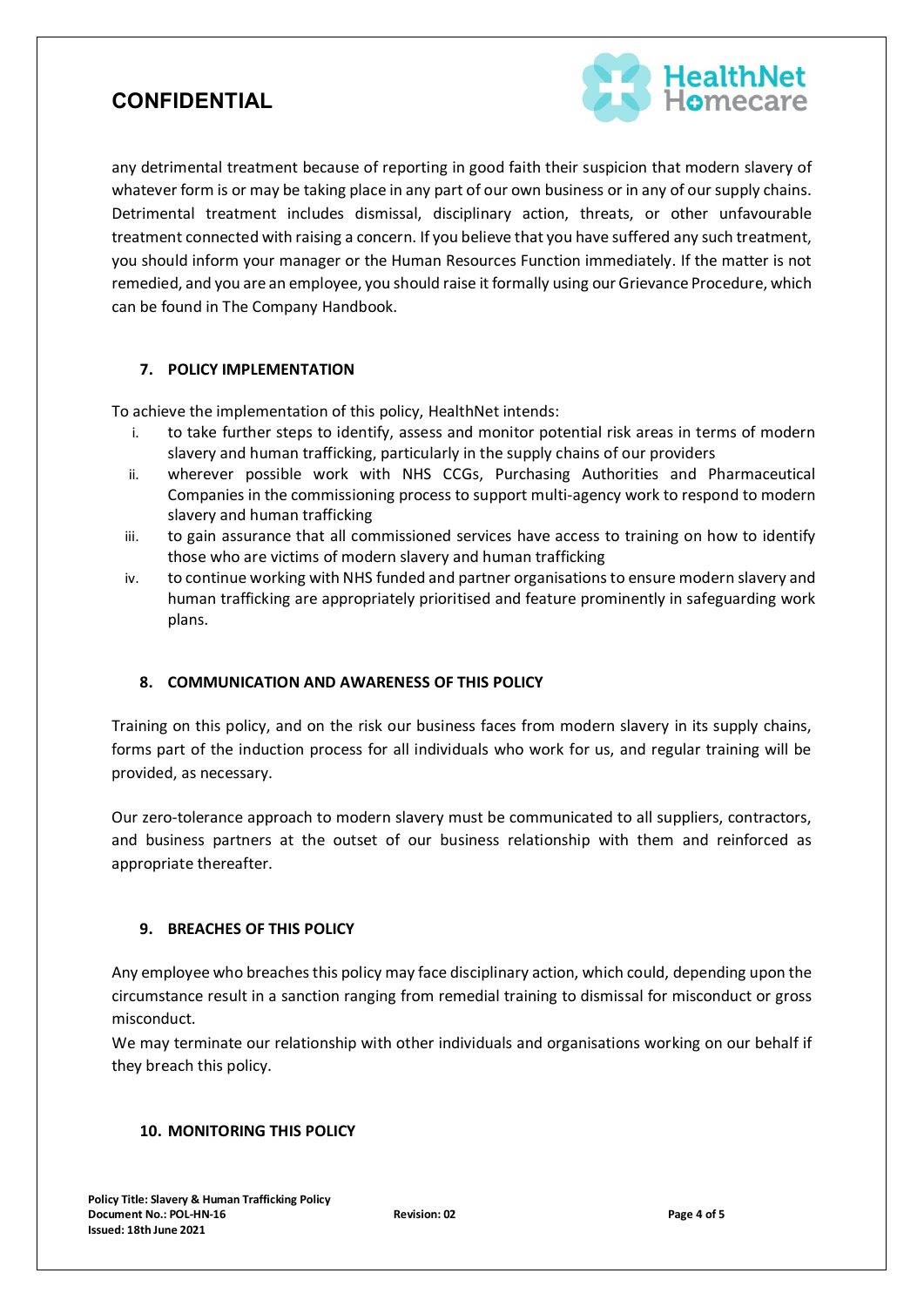any detrimental treatment because of reporting in good faith their suspicion that modern slavery of whatever form is or may be taking place in any part of our own business or in any of our supply chains. Detrimental treatment includes dismissal, disciplinary action, threats, or other unfavourable treatment connected with raising a concern. If you believe that you have suffered any such treatment, you should inform your manager or the Human Resources Function immediately. If the matter is not remedied, and you are an employee, you should raise it formally using our Grievance Procedure, which can be found in The Company Handbook.

## 7. POLICY IMPLEMENTATION

To achieve the implementation of this policy, HealthNet intends:

i. to take further steps to identify, assess and monitor potential risk areas in terms of modern slavery and human trafficking, particularly in the supply chains of our providers
ii. wherever possible work with NHS CCGs, Purchasing Authorities and Pharmaceutical Companies in the commissioning process to support multi-agency work to respond to modern slavery and human trafficking
iii. to gain assurance that all commissioned services have access to training on how to identify those who are victims of modern slavery and human trafficking
iv. to continue working with NHS funded and partner organisations to ensure modern slavery and human trafficking are appropriately prioritised and feature prominently in safeguarding work plans.

## 8. COMMUNICATION AND AWARENESS OF THIS POLICY

Training on this policy, and on the risk our business faces from modern slavery in its supply chains, forms part of the induction process for all individuals who work for us, and regular training will be provided, as necessary.

Our zero-tolerance approach to modern slavery must be communicated to all suppliers, contractors, and business partners at the outset of our business relationship with them and reinforced as appropriate thereafter.

## 9. BREACHES OF THIS POLICY

Any employee who breaches this policy may face disciplinary action, which could, depending upon the circumstance result in a sanction ranging from remedial training to dismissal for misconduct or gross misconduct.

We may terminate our relationship with other individuals and organisations working on our behalf if they breach this policy.

## 10. MONITORING THIS POLICY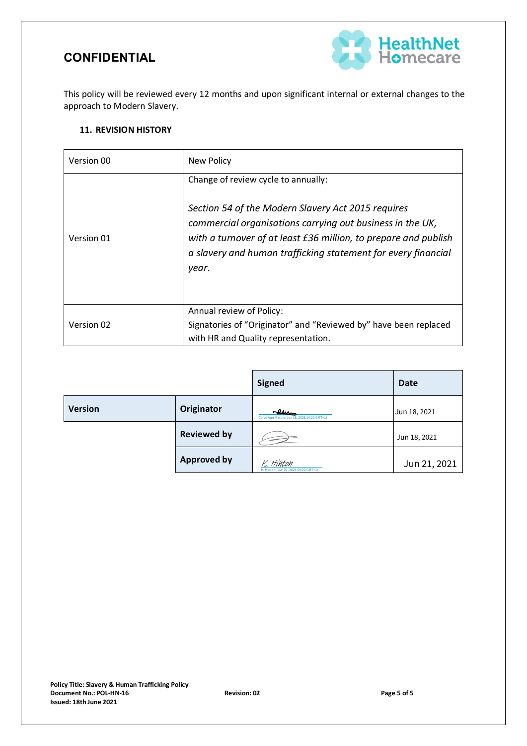CONFIDENTIAL

This policy will be reviewed every 12 months and upon significant internal or external changes to the approach to Modern Slavery.

### 11. REVISION HISTORY

| | |
|---|---|
| Version 00 | New Policy |
| Version 01 | Change of review cycle to annually:<br><br>*Section 54 of the Modern Slavery Act 2015 requires commercial organisations carrying out business in the UK, with a turnover of at least £36 million, to prepare and publish a slavery and human trafficking statement for every financial year.* |
| Version 02 | Annual review of Policy:<br>Signatories of "Originator" and "Reviewed by" have been replaced with HR and Quality representation. |

| | | Signed | Date |
|---|---|---|---|
| **Version** | **Originator** | Carol-Ann Martin (Jun 18, 2021 14:22 GMT+1) | Jun 18, 2021 |
| | **Reviewed by** | | Jun 18, 2021 |
| | **Approved by** | K. Hinton<br>K. Hinton (Jun 21, 2021 09:22 GMT+1) | Jun 21, 2021 |

**Policy Title: Slavery & Human Trafficking Policy**
**Document No.: POL-HN-16**
**Issued: 18th June 2021**
**Revision: 02**